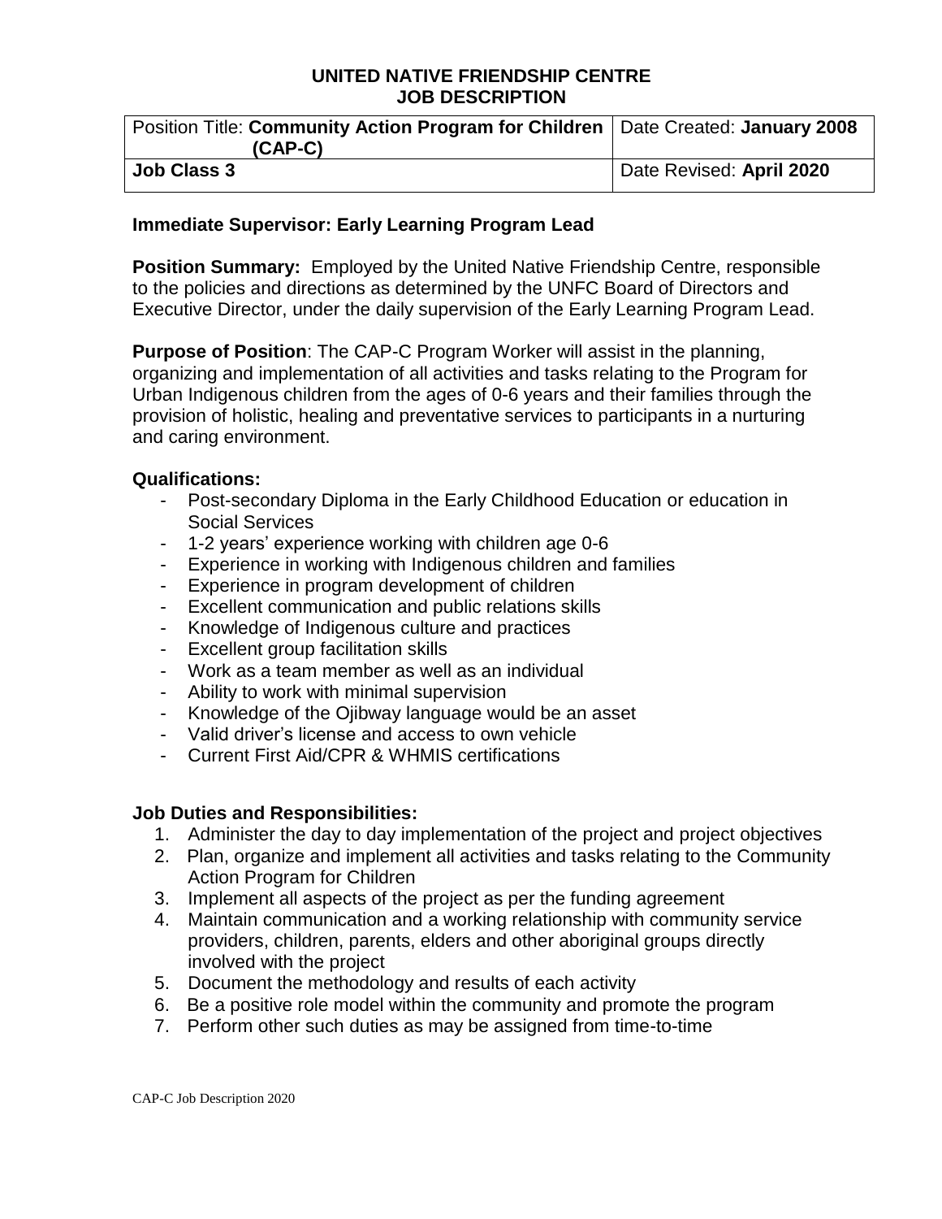# UNITED NATIVE FRIENDSHIP CENTRE
## JOB DESCRIPTION

| Position Title: **Community Action Program for Children (CAP-C)** | Date Created: **January 2008** |
| --- | --- |
| **Job Class 3** | Date Revised: **April 2020** |

**Immediate Supervisor: Early Learning Program Lead**

**Position Summary:** Employed by the United Native Friendship Centre, responsible to the policies and directions as determined by the UNFC Board of Directors and Executive Director, under the daily supervision of the Early Learning Program Lead.

**Purpose of Position**: The CAP-C Program Worker will assist in the planning, organizing and implementation of all activities and tasks relating to the Program for Urban Indigenous children from the ages of 0-6 years and their families through the provision of holistic, healing and preventative services to participants in a nurturing and caring environment.

**Qualifications:**

- Post-secondary Diploma in the Early Childhood Education or education in Social Services
- 1-2 years' experience working with children age 0-6
- Experience in working with Indigenous children and families
- Experience in program development of children
- Excellent communication and public relations skills
- Knowledge of Indigenous culture and practices
- Excellent group facilitation skills
- Work as a team member as well as an individual
- Ability to work with minimal supervision
- Knowledge of the Ojibway language would be an asset
- Valid driver's license and access to own vehicle
- Current First Aid/CPR & WHMIS certifications

**Job Duties and Responsibilities:**

1. Administer the day to day implementation of the project and project objectives
2. Plan, organize and implement all activities and tasks relating to the Community Action Program for Children
3. Implement all aspects of the project as per the funding agreement
4. Maintain communication and a working relationship with community service providers, children, parents, elders and other aboriginal groups directly involved with the project
5. Document the methodology and results of each activity
6. Be a positive role model within the community and promote the program
7. Perform other such duties as may be assigned from time-to-time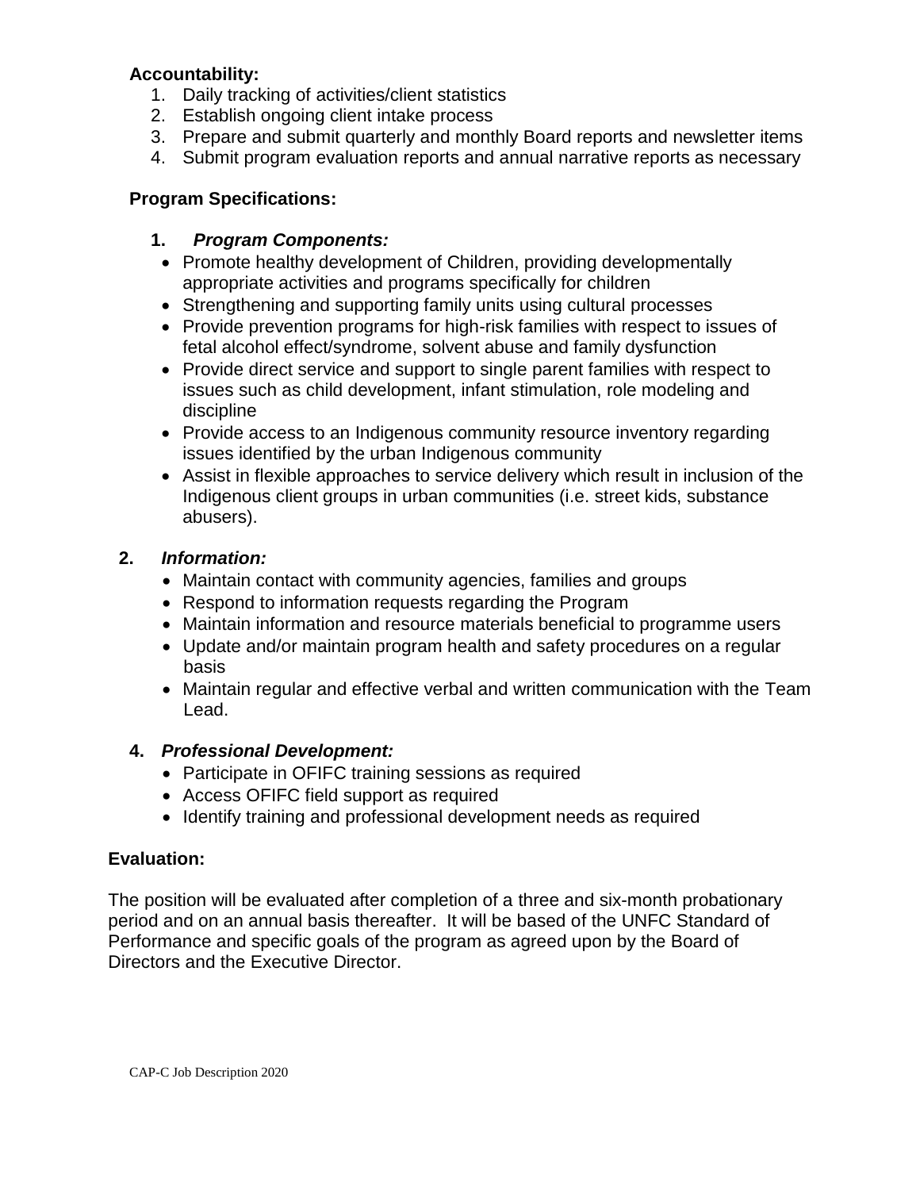**Accountability:**

1. Daily tracking of activities/client statistics
2. Establish ongoing client intake process
3. Prepare and submit quarterly and monthly Board reports and newsletter items
4. Submit program evaluation reports and annual narrative reports as necessary

**Program Specifications:**

**1. *Program Components:***

- Promote healthy development of Children, providing developmentally appropriate activities and programs specifically for children
- Strengthening and supporting family units using cultural processes
- Provide prevention programs for high-risk families with respect to issues of fetal alcohol effect/syndrome, solvent abuse and family dysfunction
- Provide direct service and support to single parent families with respect to issues such as child development, infant stimulation, role modeling and discipline
- Provide access to an Indigenous community resource inventory regarding issues identified by the urban Indigenous community
- Assist in flexible approaches to service delivery which result in inclusion of the Indigenous client groups in urban communities (i.e. street kids, substance abusers).

**2. *Information:***

- Maintain contact with community agencies, families and groups
- Respond to information requests regarding the Program
- Maintain information and resource materials beneficial to programme users
- Update and/or maintain program health and safety procedures on a regular basis
- Maintain regular and effective verbal and written communication with the Team Lead.

**4. *Professional Development:***

- Participate in OFIFC training sessions as required
- Access OFIFC field support as required
- Identify training and professional development needs as required

**Evaluation:**

The position will be evaluated after completion of a three and six-month probationary period and on an annual basis thereafter. It will be based of the UNFC Standard of Performance and specific goals of the program as agreed upon by the Board of Directors and the Executive Director.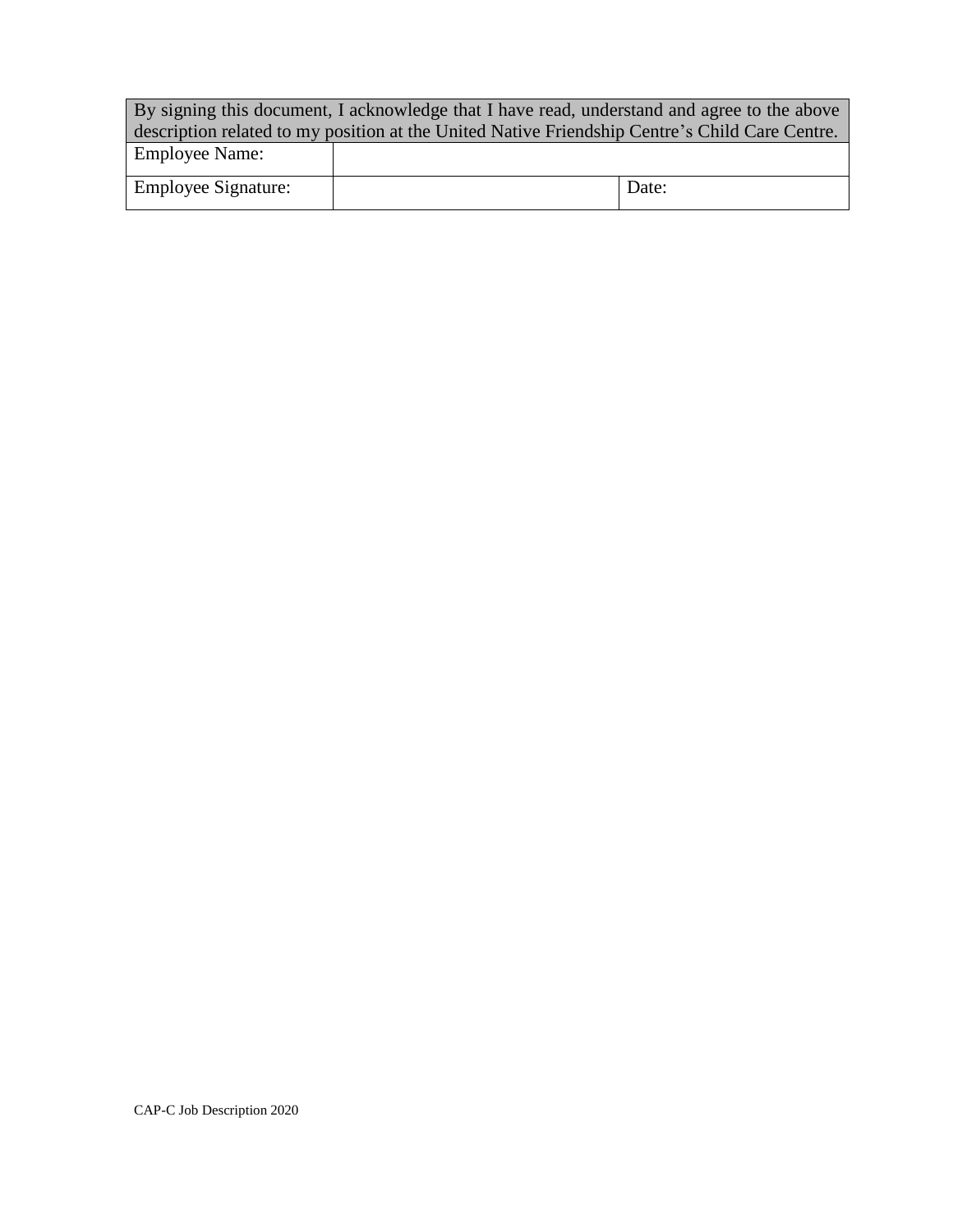| By signing this document, I acknowledge that I have read, understand and agree to the above description related to my position at the United Native Friendship Centre's Child Care Centre. | | |
|---|---|---|
| Employee Name: | | |
| Employee Signature: | | Date: |